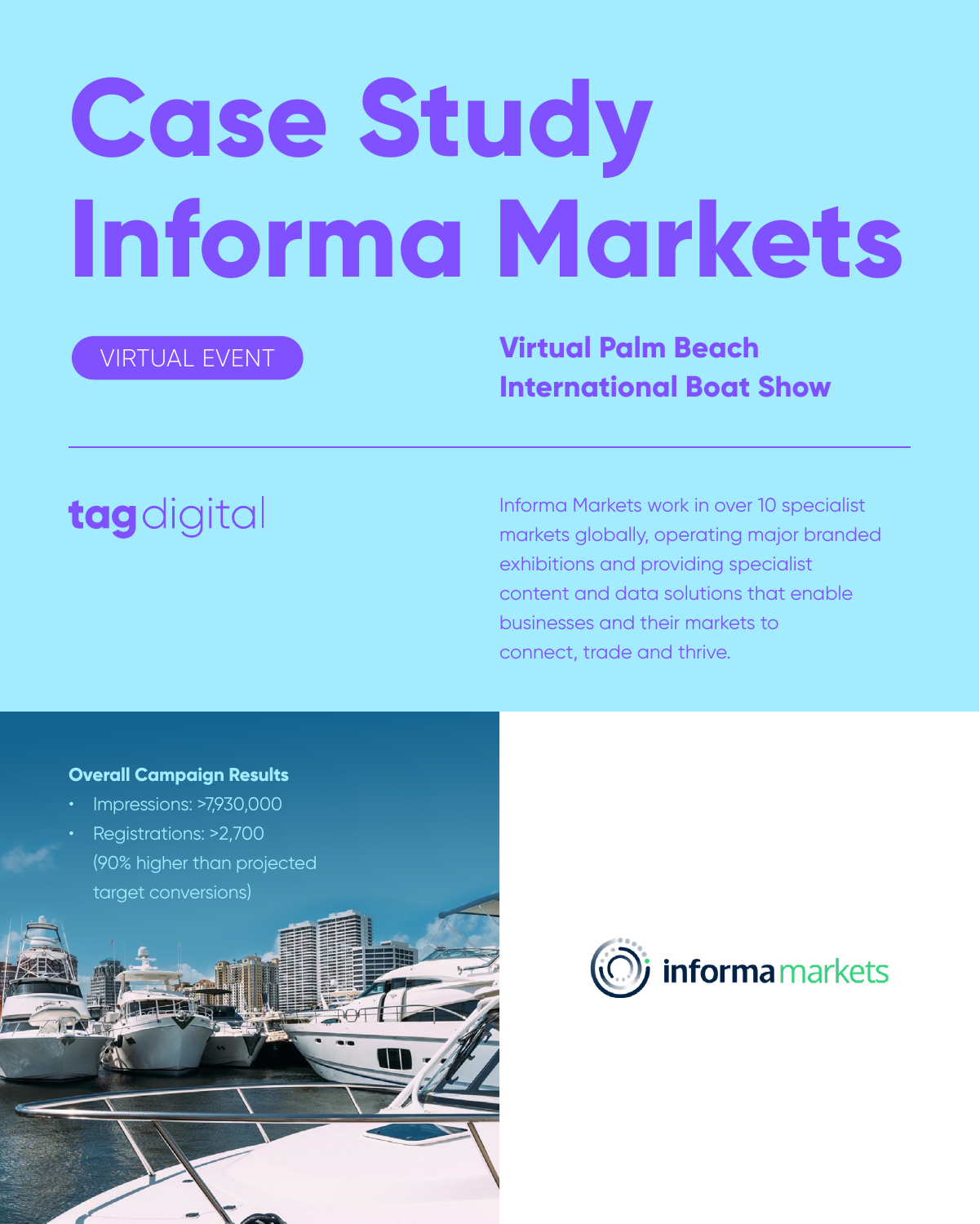# Case Study Informa Markets

VIRTUAL EVENT

## Virtual Palm Beach International Boat Show

tagdigital

Informa Markets work in over 10 specialist markets globally, operating major branded exhibitions and providing specialist content and data solutions that enable businesses and their markets to connect, trade and thrive.

**Overall Campaign Results**

- Impressions: >7,930,000
- Registrations: >2,700 (90% higher than projected target conversions)

informa markets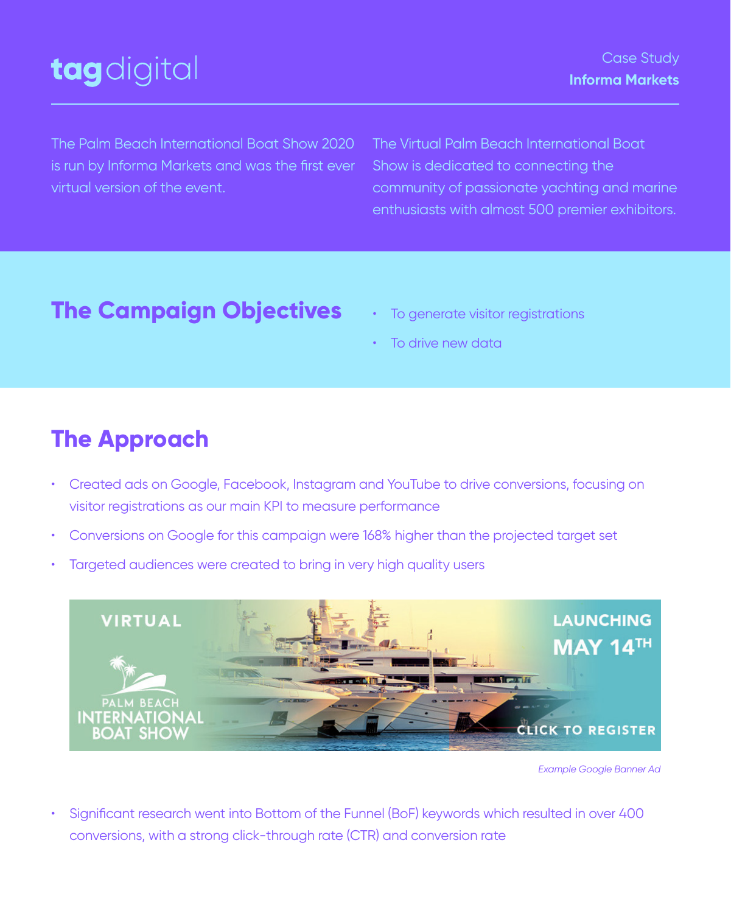tagdigital

Case Study
**Informa Markets**

The Palm Beach International Boat Show 2020 is run by Informa Markets and was the first ever virtual version of the event.

The Virtual Palm Beach International Boat Show is dedicated to connecting the community of passionate yachting and marine enthusiasts with almost 500 premier exhibitors.

## The Campaign Objectives

- To generate visitor registrations
- To drive new data

## The Approach

- Created ads on Google, Facebook, Instagram and YouTube to drive conversions, focusing on visitor registrations as our main KPI to measure performance
- Conversions on Google for this campaign were 168% higher than the projected target set
- Targeted audiences were created to bring in very high quality users

VIRTUAL PALM BEACH INTERNATIONAL BOAT SHOW LAUNCHING MAY 14TH CLICK TO REGISTER

*Example Google Banner Ad*

- Significant research went into Bottom of the Funnel (BoF) keywords which resulted in over 400 conversions, with a strong click-through rate (CTR) and conversion rate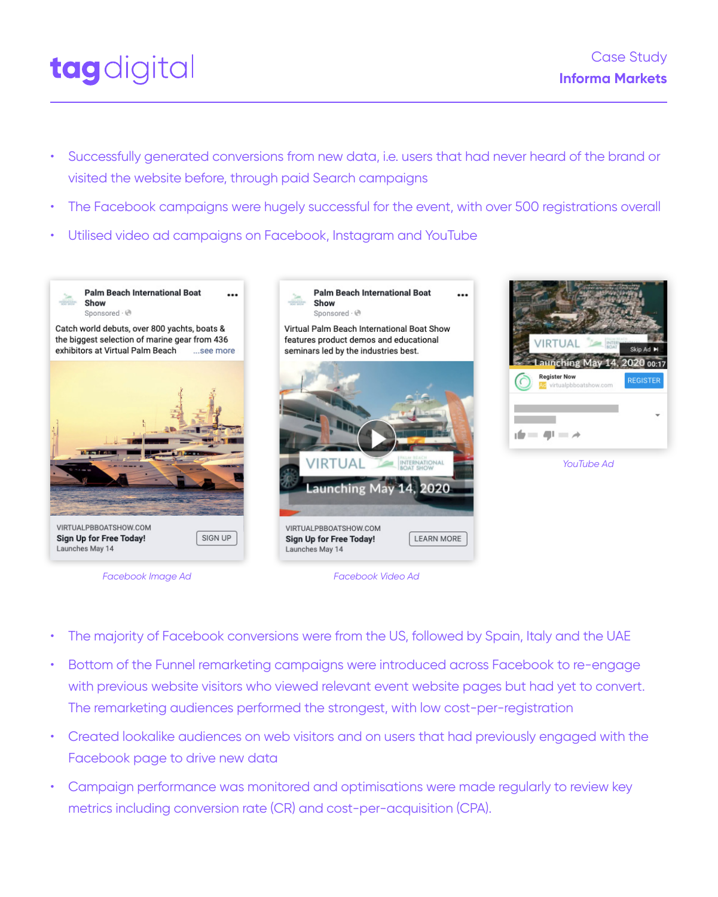- Successfully generated conversions from new data, i.e. users that had never heard of the brand or visited the website before, through paid Search campaigns
- The Facebook campaigns were hugely successful for the event, with over 500 registrations overall
- Utilised video ad campaigns on Facebook, Instagram and YouTube

*Facebook Image Ad*

*Facebook Video Ad*

*YouTube Ad*

- The majority of Facebook conversions were from the US, followed by Spain, Italy and the UAE
- Bottom of the Funnel remarketing campaigns were introduced across Facebook to re-engage with previous website visitors who viewed relevant event website pages but had yet to convert. The remarketing audiences performed the strongest, with low cost-per-registration
- Created lookalike audiences on web visitors and on users that had previously engaged with the Facebook page to drive new data
- Campaign performance was monitored and optimisations were made regularly to review key metrics including conversion rate (CR) and cost-per-acquisition (CPA).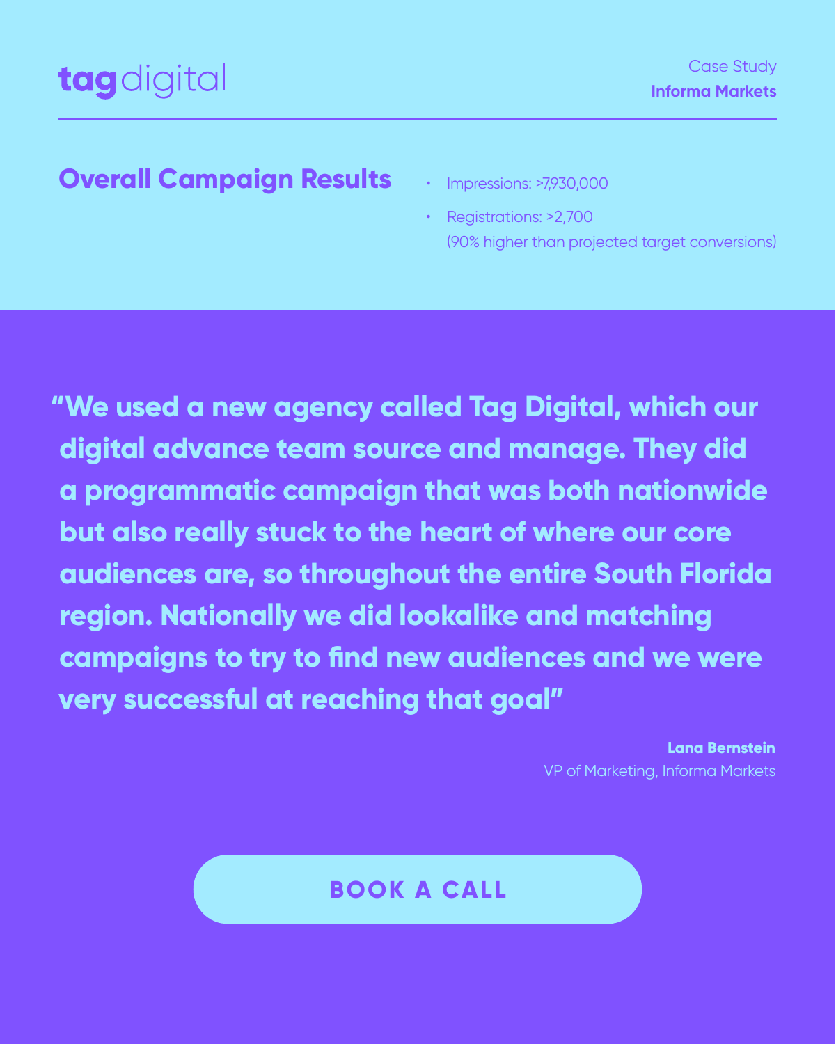tag digital

Case Study
**Informa Markets**

## Overall Campaign Results

- Impressions: >7,930,000
- Registrations: >2,700
  (90% higher than projected target conversions)

**"We used a new agency called Tag Digital, which our digital advance team source and manage. They did a programmatic campaign that was both nationwide but also really stuck to the heart of where our core audiences are, so throughout the entire South Florida region. Nationally we did lookalike and matching campaigns to try to find new audiences and we were very successful at reaching that goal"**

**Lana Bernstein**
VP of Marketing, Informa Markets

BOOK A CALL